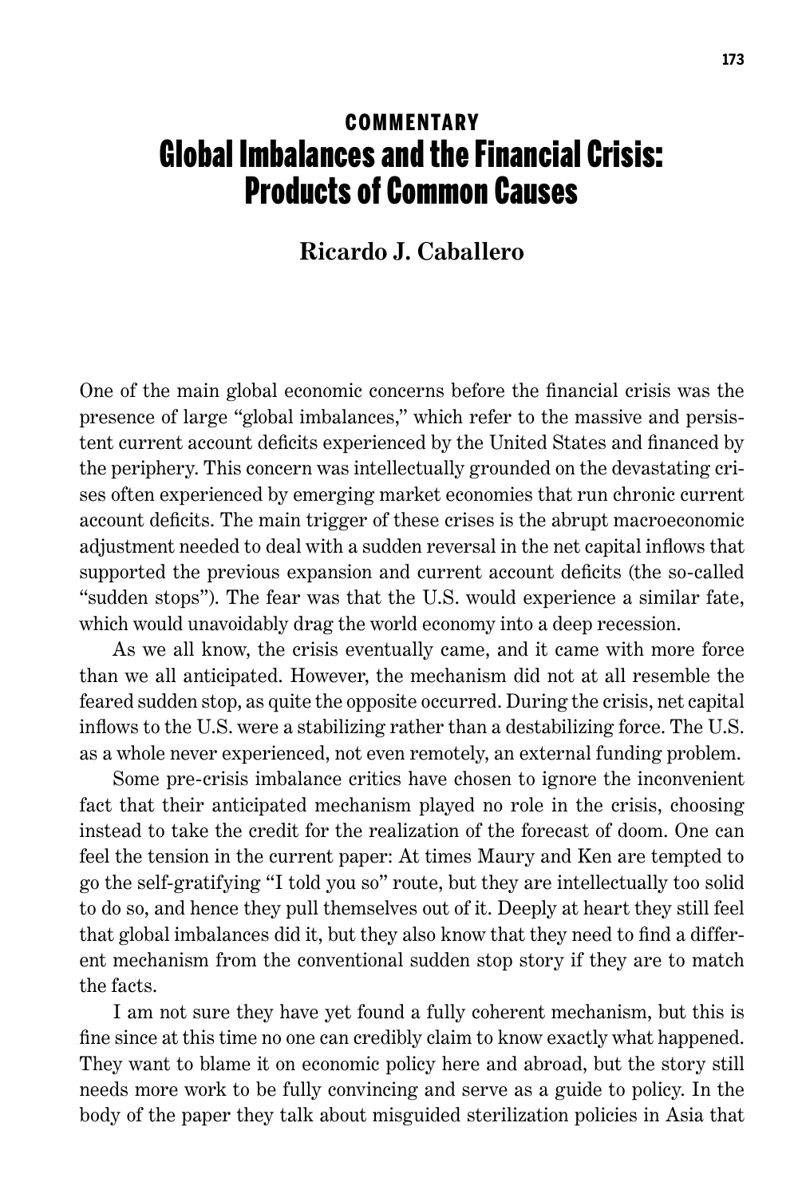**COMMENTARY**

# Global Imbalances and the Financial Crisis: Products of Common Causes

**Ricardo J. Caballero**

One of the main global economic concerns before the financial crisis was the presence of large "global imbalances," which refer to the massive and persistent current account deficits experienced by the United States and financed by the periphery. This concern was intellectually grounded on the devastating crises often experienced by emerging market economies that run chronic current account deficits. The main trigger of these crises is the abrupt macroeconomic adjustment needed to deal with a sudden reversal in the net capital inflows that supported the previous expansion and current account deficits (the so-called "sudden stops"). The fear was that the U.S. would experience a similar fate, which would unavoidably drag the world economy into a deep recession.

As we all know, the crisis eventually came, and it came with more force than we all anticipated. However, the mechanism did not at all resemble the feared sudden stop, as quite the opposite occurred. During the crisis, net capital inflows to the U.S. were a stabilizing rather than a destabilizing force. The U.S. as a whole never experienced, not even remotely, an external funding problem.

Some pre-crisis imbalance critics have chosen to ignore the inconvenient fact that their anticipated mechanism played no role in the crisis, choosing instead to take the credit for the realization of the forecast of doom. One can feel the tension in the current paper: At times Maury and Ken are tempted to go the self-gratifying "I told you so" route, but they are intellectually too solid to do so, and hence they pull themselves out of it. Deeply at heart they still feel that global imbalances did it, but they also know that they need to find a different mechanism from the conventional sudden stop story if they are to match the facts.

I am not sure they have yet found a fully coherent mechanism, but this is fine since at this time no one can credibly claim to know exactly what happened. They want to blame it on economic policy here and abroad, but the story still needs more work to be fully convincing and serve as a guide to policy. In the body of the paper they talk about misguided sterilization policies in Asia that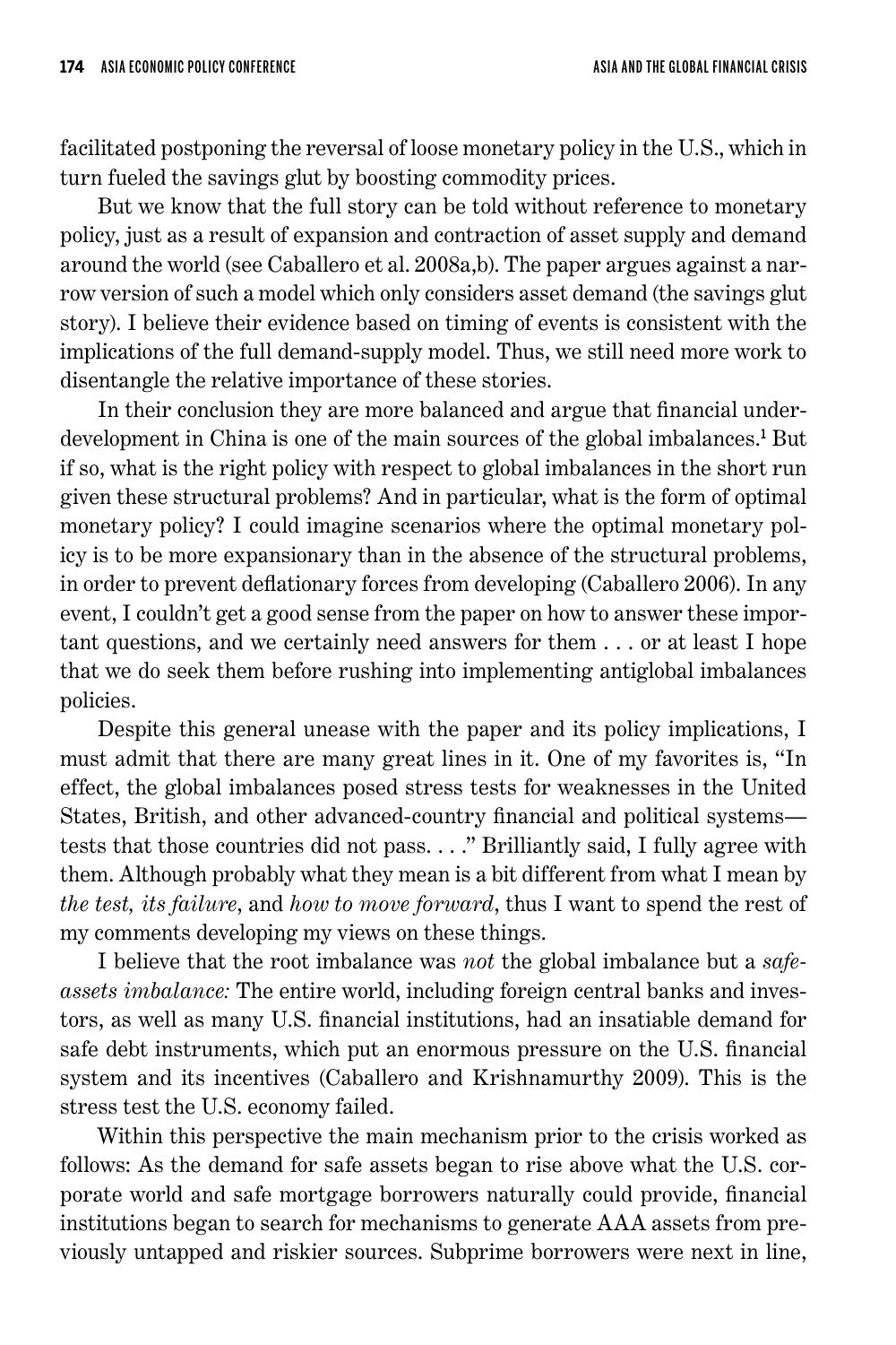facilitated postponing the reversal of loose monetary policy in the U.S., which in turn fueled the savings glut by boosting commodity prices.

But we know that the full story can be told without reference to monetary policy, just as a result of expansion and contraction of asset supply and demand around the world (see Caballero et al. 2008a,b). The paper argues against a narrow version of such a model which only considers asset demand (the savings glut story). I believe their evidence based on timing of events is consistent with the implications of the full demand-supply model. Thus, we still need more work to disentangle the relative importance of these stories.

In their conclusion they are more balanced and argue that financial underdevelopment in China is one of the main sources of the global imbalances.[1] But if so, what is the right policy with respect to global imbalances in the short run given these structural problems? And in particular, what is the form of optimal monetary policy? I could imagine scenarios where the optimal monetary policy is to be more expansionary than in the absence of the structural problems, in order to prevent deflationary forces from developing (Caballero 2006). In any event, I couldn't get a good sense from the paper on how to answer these important questions, and we certainly need answers for them . . . or at least I hope that we do seek them before rushing into implementing antiglobal imbalances policies.

Despite this general unease with the paper and its policy implications, I must admit that there are many great lines in it. One of my favorites is, "In effect, the global imbalances posed stress tests for weaknesses in the United States, British, and other advanced-country financial and political systems—tests that those countries did not pass. . . ." Brilliantly said, I fully agree with them. Although probably what they mean is a bit different from what I mean by *the test, its failure*, and *how to move forward*, thus I want to spend the rest of my comments developing my views on these things.

I believe that the root imbalance was *not* the global imbalance but a *safe-assets imbalance:* The entire world, including foreign central banks and investors, as well as many U.S. financial institutions, had an insatiable demand for safe debt instruments, which put an enormous pressure on the U.S. financial system and its incentives (Caballero and Krishnamurthy 2009). This is the stress test the U.S. economy failed.

Within this perspective the main mechanism prior to the crisis worked as follows: As the demand for safe assets began to rise above what the U.S. corporate world and safe mortgage borrowers naturally could provide, financial institutions began to search for mechanisms to generate AAA assets from previously untapped and riskier sources. Subprime borrowers were next in line,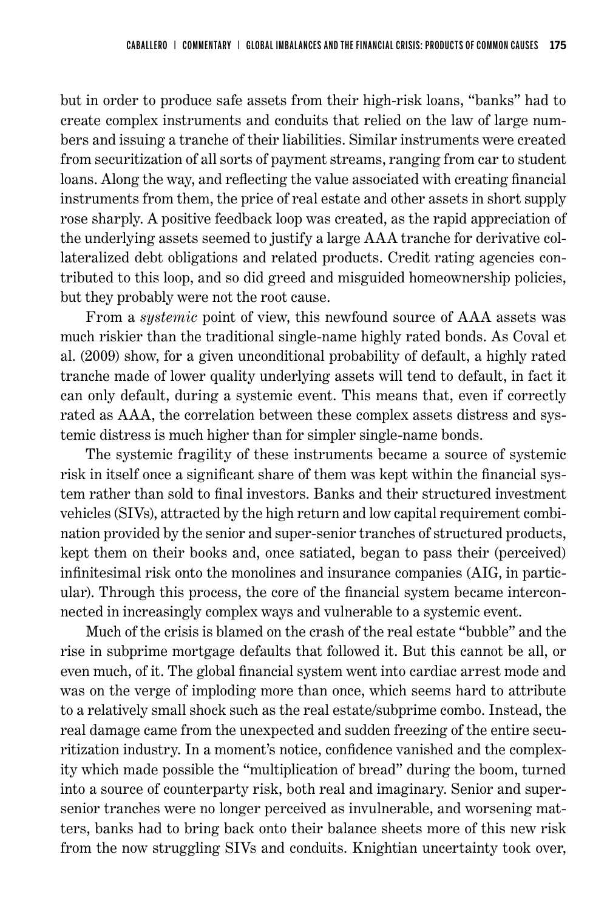but in order to produce safe assets from their high-risk loans, "banks" had to create complex instruments and conduits that relied on the law of large numbers and issuing a tranche of their liabilities. Similar instruments were created from securitization of all sorts of payment streams, ranging from car to student loans. Along the way, and reflecting the value associated with creating financial instruments from them, the price of real estate and other assets in short supply rose sharply. A positive feedback loop was created, as the rapid appreciation of the underlying assets seemed to justify a large AAA tranche for derivative collateralized debt obligations and related products. Credit rating agencies contributed to this loop, and so did greed and misguided homeownership policies, but they probably were not the root cause.

From a *systemic* point of view, this newfound source of AAA assets was much riskier than the traditional single-name highly rated bonds. As Coval et al. (2009) show, for a given unconditional probability of default, a highly rated tranche made of lower quality underlying assets will tend to default, in fact it can only default, during a systemic event. This means that, even if correctly rated as AAA, the correlation between these complex assets distress and systemic distress is much higher than for simpler single-name bonds.

The systemic fragility of these instruments became a source of systemic risk in itself once a significant share of them was kept within the financial system rather than sold to final investors. Banks and their structured investment vehicles (SIVs), attracted by the high return and low capital requirement combination provided by the senior and super-senior tranches of structured products, kept them on their books and, once satiated, began to pass their (perceived) infinitesimal risk onto the monolines and insurance companies (AIG, in particular). Through this process, the core of the financial system became interconnected in increasingly complex ways and vulnerable to a systemic event.

Much of the crisis is blamed on the crash of the real estate "bubble" and the rise in subprime mortgage defaults that followed it. But this cannot be all, or even much, of it. The global financial system went into cardiac arrest mode and was on the verge of imploding more than once, which seems hard to attribute to a relatively small shock such as the real estate/subprime combo. Instead, the real damage came from the unexpected and sudden freezing of the entire securitization industry. In a moment's notice, confidence vanished and the complexity which made possible the "multiplication of bread" during the boom, turned into a source of counterparty risk, both real and imaginary. Senior and super-senior tranches were no longer perceived as invulnerable, and worsening matters, banks had to bring back onto their balance sheets more of this new risk from the now struggling SIVs and conduits. Knightian uncertainty took over,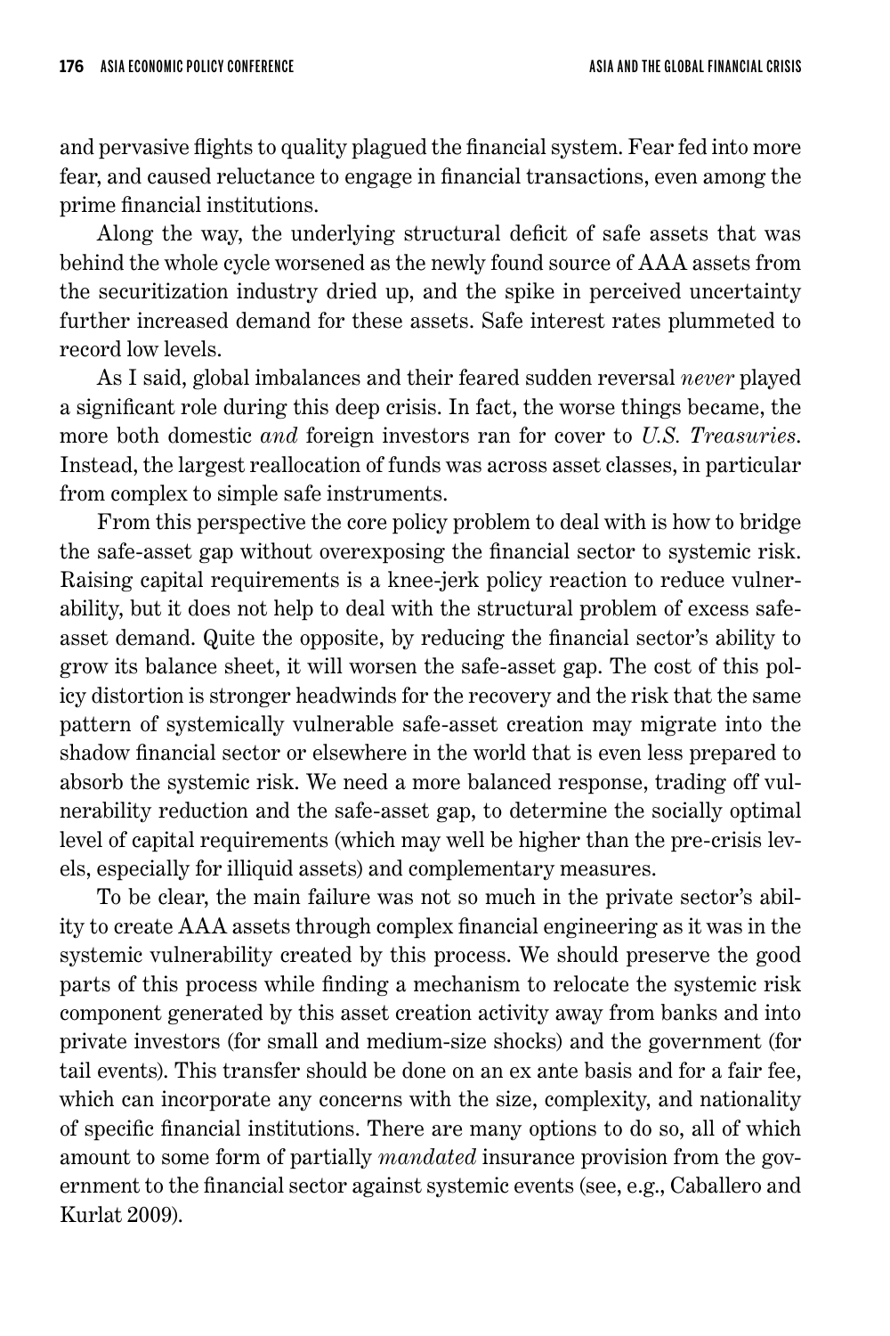and pervasive flights to quality plagued the financial system. Fear fed into more fear, and caused reluctance to engage in financial transactions, even among the prime financial institutions.

Along the way, the underlying structural deficit of safe assets that was behind the whole cycle worsened as the newly found source of AAA assets from the securitization industry dried up, and the spike in perceived uncertainty further increased demand for these assets. Safe interest rates plummeted to record low levels.

As I said, global imbalances and their feared sudden reversal *never* played a significant role during this deep crisis. In fact, the worse things became, the more both domestic *and* foreign investors ran for cover to *U.S. Treasuries*. Instead, the largest reallocation of funds was across asset classes, in particular from complex to simple safe instruments.

From this perspective the core policy problem to deal with is how to bridge the safe-asset gap without overexposing the financial sector to systemic risk. Raising capital requirements is a knee-jerk policy reaction to reduce vulnerability, but it does not help to deal with the structural problem of excess safe-asset demand. Quite the opposite, by reducing the financial sector's ability to grow its balance sheet, it will worsen the safe-asset gap. The cost of this policy distortion is stronger headwinds for the recovery and the risk that the same pattern of systemically vulnerable safe-asset creation may migrate into the shadow financial sector or elsewhere in the world that is even less prepared to absorb the systemic risk. We need a more balanced response, trading off vulnerability reduction and the safe-asset gap, to determine the socially optimal level of capital requirements (which may well be higher than the pre-crisis levels, especially for illiquid assets) and complementary measures.

To be clear, the main failure was not so much in the private sector's ability to create AAA assets through complex financial engineering as it was in the systemic vulnerability created by this process. We should preserve the good parts of this process while finding a mechanism to relocate the systemic risk component generated by this asset creation activity away from banks and into private investors (for small and medium-size shocks) and the government (for tail events). This transfer should be done on an ex ante basis and for a fair fee, which can incorporate any concerns with the size, complexity, and nationality of specific financial institutions. There are many options to do so, all of which amount to some form of partially *mandated* insurance provision from the government to the financial sector against systemic events (see, e.g., Caballero and Kurlat 2009).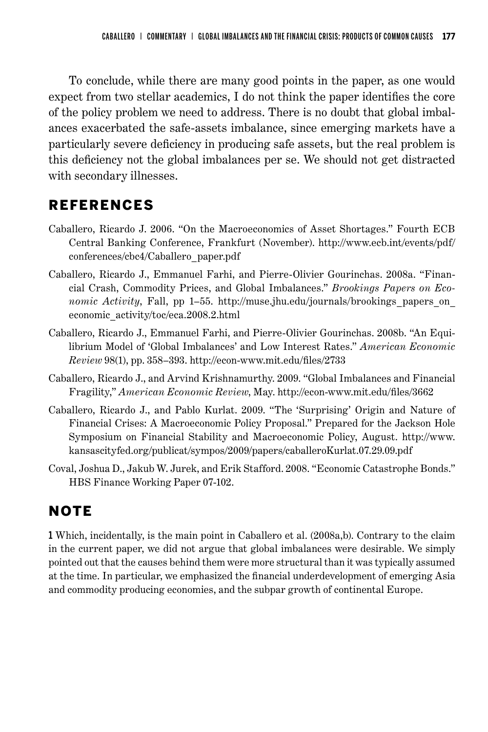To conclude, while there are many good points in the paper, as one would expect from two stellar academics, I do not think the paper identifies the core of the policy problem we need to address. There is no doubt that global imbalances exacerbated the safe-assets imbalance, since emerging markets have a particularly severe deficiency in producing safe assets, but the real problem is this deficiency not the global imbalances per se. We should not get distracted with secondary illnesses.

## REFERENCES

Caballero, Ricardo J. 2006. "On the Macroeconomics of Asset Shortages." Fourth ECB Central Banking Conference, Frankfurt (November). http://www.ecb.int/events/pdf/conferences/cbc4/Caballero_paper.pdf

Caballero, Ricardo J., Emmanuel Farhi, and Pierre-Olivier Gourinchas. 2008a. "Financial Crash, Commodity Prices, and Global Imbalances." *Brookings Papers on Economic Activity*, Fall, pp 1–55. http://muse.jhu.edu/journals/brookings_papers_on_economic_activity/toc/eca.2008.2.html

Caballero, Ricardo J., Emmanuel Farhi, and Pierre-Olivier Gourinchas. 2008b. "An Equilibrium Model of 'Global Imbalances' and Low Interest Rates." *American Economic Review* 98(1), pp. 358–393. http://econ-www.mit.edu/files/2733

Caballero, Ricardo J., and Arvind Krishnamurthy. 2009. "Global Imbalances and Financial Fragility," *American Economic Review*, May. http://econ-www.mit.edu/files/3662

Caballero, Ricardo J., and Pablo Kurlat. 2009. "The 'Surprising' Origin and Nature of Financial Crises: A Macroeconomic Policy Proposal." Prepared for the Jackson Hole Symposium on Financial Stability and Macroeconomic Policy, August. http://www.kansascityfed.org/publicat/sympos/2009/papers/caballeroKurlat.07.29.09.pdf

Coval, Joshua D., Jakub W. Jurek, and Erik Stafford. 2008. "Economic Catastrophe Bonds." HBS Finance Working Paper 07-102.

## NOTE

**1** Which, incidentally, is the main point in Caballero et al. (2008a,b). Contrary to the claim in the current paper, we did not argue that global imbalances were desirable. We simply pointed out that the causes behind them were more structural than it was typically assumed at the time. In particular, we emphasized the financial underdevelopment of emerging Asia and commodity producing economies, and the subpar growth of continental Europe.